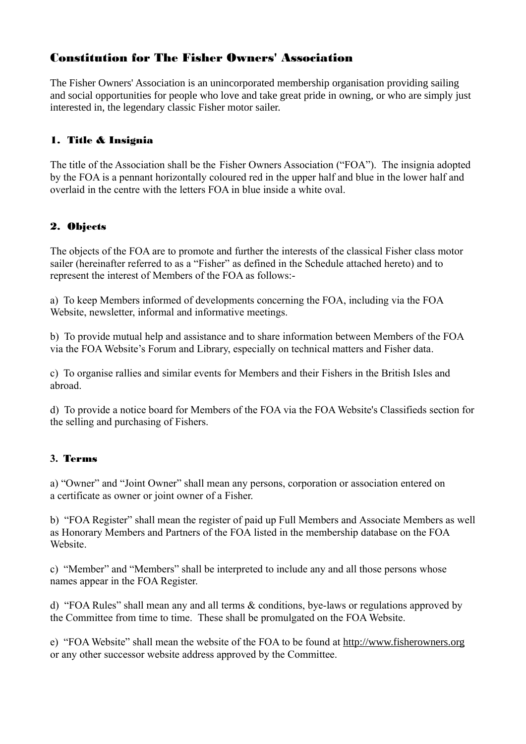# Constitution for The Fisher Owners' Association

The Fisher Owners' Association is an unincorporated membership organisation providing sailing and social opportunities for people who love and take great pride in owning, or who are simply just interested in, the legendary classic Fisher motor sailer.

## 1. Title & Insignia

The title of the Association shall be the Fisher Owners Association ("FOA"). The insignia adopted by the FOA is a pennant horizontally coloured red in the upper half and blue in the lower half and overlaid in the centre with the letters FOA in blue inside a white oval.

## 2. Objects

The objects of the FOA are to promote and further the interests of the classical Fisher class motor sailer (hereinafter referred to as a "Fisher" as defined in the Schedule attached hereto) and to represent the interest of Members of the FOA as follows:-

a) To keep Members informed of developments concerning the FOA, including via the FOA Website, newsletter, informal and informative meetings.

b) To provide mutual help and assistance and to share information between Members of the FOA via the FOA Website's Forum and Library, especially on technical matters and Fisher data.

c) To organise rallies and similar events for Members and their Fishers in the British Isles and abroad.

d) To provide a notice board for Members of the FOA via the FOA Website's Classifieds section for the selling and purchasing of Fishers.

## 3. Terms

a) "Owner" and "Joint Owner" shall mean any persons, corporation or association entered on a certificate as owner or joint owner of a Fisher.

b) "FOA Register" shall mean the register of paid up Full Members and Associate Members as well as Honorary Members and Partners of the FOA listed in the membership database on the FOA Website.

c) "Member" and "Members" shall be interpreted to include any and all those persons whose names appear in the FOA Register.

d) "FOA Rules" shall mean any and all terms & conditions, bye-laws or regulations approved by the Committee from time to time. These shall be promulgated on the FOA Website.

e) "FOA Website" shall mean the website of the FOA to be found at http://www.fisherowners.org or any other successor website address approved by the Committee.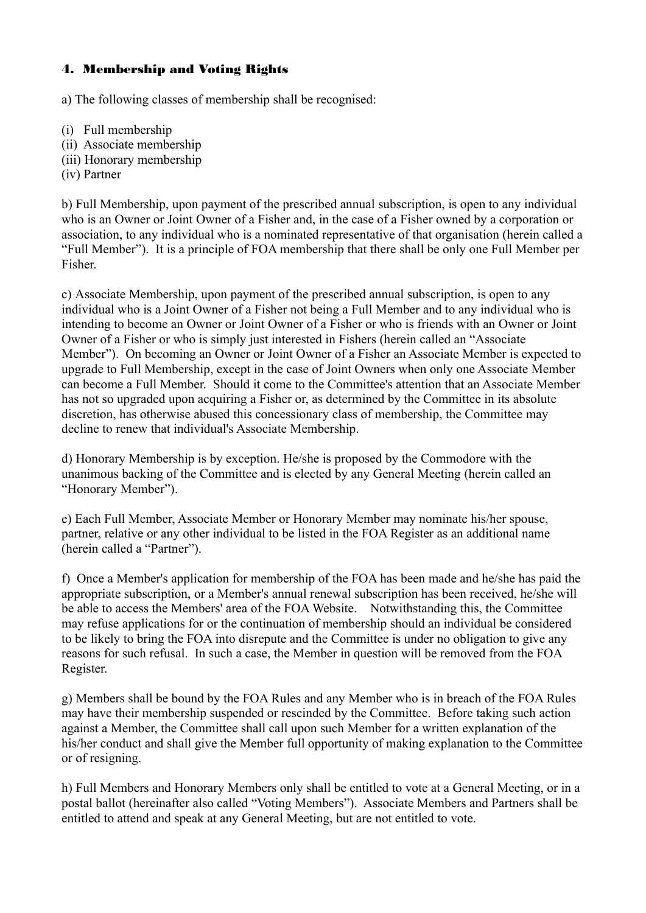## 4. Membership and Voting Rights

a) The following classes of membership shall be recognised:

(i) Full membership
(ii) Associate membership
(iii) Honorary membership
(iv) Partner

b) Full Membership, upon payment of the prescribed annual subscription, is open to any individual who is an Owner or Joint Owner of a Fisher and, in the case of a Fisher owned by a corporation or association, to any individual who is a nominated representative of that organisation (herein called a "Full Member"). It is a principle of FOA membership that there shall be only one Full Member per Fisher.

c) Associate Membership, upon payment of the prescribed annual subscription, is open to any individual who is a Joint Owner of a Fisher not being a Full Member and to any individual who is intending to become an Owner or Joint Owner of a Fisher or who is friends with an Owner or Joint Owner of a Fisher or who is simply just interested in Fishers (herein called an "Associate Member"). On becoming an Owner or Joint Owner of a Fisher an Associate Member is expected to upgrade to Full Membership, except in the case of Joint Owners when only one Associate Member can become a Full Member. Should it come to the Committee's attention that an Associate Member has not so upgraded upon acquiring a Fisher or, as determined by the Committee in its absolute discretion, has otherwise abused this concessionary class of membership, the Committee may decline to renew that individual's Associate Membership.

d) Honorary Membership is by exception. He/she is proposed by the Commodore with the unanimous backing of the Committee and is elected by any General Meeting (herein called an "Honorary Member").

e) Each Full Member, Associate Member or Honorary Member may nominate his/her spouse, partner, relative or any other individual to be listed in the FOA Register as an additional name (herein called a "Partner").

f) Once a Member's application for membership of the FOA has been made and he/she has paid the appropriate subscription, or a Member's annual renewal subscription has been received, he/she will be able to access the Members' area of the FOA Website. Notwithstanding this, the Committee may refuse applications for or the continuation of membership should an individual be considered to be likely to bring the FOA into disrepute and the Committee is under no obligation to give any reasons for such refusal. In such a case, the Member in question will be removed from the FOA Register.

g) Members shall be bound by the FOA Rules and any Member who is in breach of the FOA Rules may have their membership suspended or rescinded by the Committee. Before taking such action against a Member, the Committee shall call upon such Member for a written explanation of the his/her conduct and shall give the Member full opportunity of making explanation to the Committee or of resigning.

h) Full Members and Honorary Members only shall be entitled to vote at a General Meeting, or in a postal ballot (hereinafter also called "Voting Members"). Associate Members and Partners shall be entitled to attend and speak at any General Meeting, but are not entitled to vote.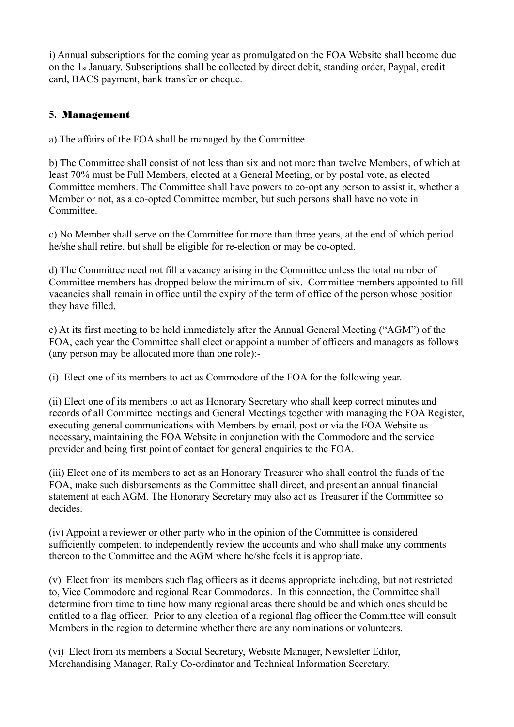i) Annual subscriptions for the coming year as promulgated on the FOA Website shall become due on the 1st January. Subscriptions shall be collected by direct debit, standing order, Paypal, credit card, BACS payment, bank transfer or cheque.

### 5. Management

a) The affairs of the FOA shall be managed by the Committee.

b) The Committee shall consist of not less than six and not more than twelve Members, of which at least 70% must be Full Members, elected at a General Meeting, or by postal vote, as elected Committee members. The Committee shall have powers to co-opt any person to assist it, whether a Member or not, as a co-opted Committee member, but such persons shall have no vote in Committee.

c) No Member shall serve on the Committee for more than three years, at the end of which period he/she shall retire, but shall be eligible for re-election or may be co-opted.

d) The Committee need not fill a vacancy arising in the Committee unless the total number of Committee members has dropped below the minimum of six. Committee members appointed to fill vacancies shall remain in office until the expiry of the term of office of the person whose position they have filled.

e) At its first meeting to be held immediately after the Annual General Meeting ("AGM") of the FOA, each year the Committee shall elect or appoint a number of officers and managers as follows (any person may be allocated more than one role):-

(i) Elect one of its members to act as Commodore of the FOA for the following year.

(ii) Elect one of its members to act as Honorary Secretary who shall keep correct minutes and records of all Committee meetings and General Meetings together with managing the FOA Register, executing general communications with Members by email, post or via the FOA Website as necessary, maintaining the FOA Website in conjunction with the Commodore and the service provider and being first point of contact for general enquiries to the FOA.

(iii) Elect one of its members to act as an Honorary Treasurer who shall control the funds of the FOA, make such disbursements as the Committee shall direct, and present an annual financial statement at each AGM. The Honorary Secretary may also act as Treasurer if the Committee so decides.

(iv) Appoint a reviewer or other party who in the opinion of the Committee is considered sufficiently competent to independently review the accounts and who shall make any comments thereon to the Committee and the AGM where he/she feels it is appropriate.

(v) Elect from its members such flag officers as it deems appropriate including, but not restricted to, Vice Commodore and regional Rear Commodores. In this connection, the Committee shall determine from time to time how many regional areas there should be and which ones should be entitled to a flag officer. Prior to any election of a regional flag officer the Committee will consult Members in the region to determine whether there are any nominations or volunteers.

(vi) Elect from its members a Social Secretary, Website Manager, Newsletter Editor, Merchandising Manager, Rally Co-ordinator and Technical Information Secretary.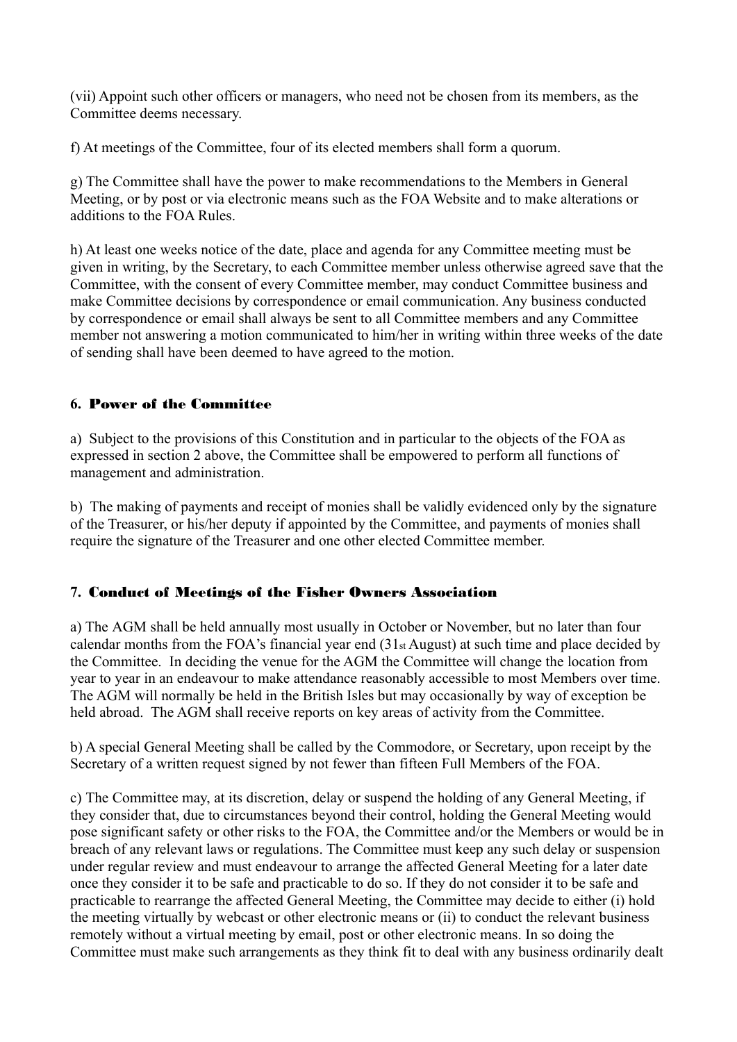(vii) Appoint such other officers or managers, who need not be chosen from its members, as the Committee deems necessary.

f) At meetings of the Committee, four of its elected members shall form a quorum.

g) The Committee shall have the power to make recommendations to the Members in General Meeting, or by post or via electronic means such as the FOA Website and to make alterations or additions to the FOA Rules.

h) At least one weeks notice of the date, place and agenda for any Committee meeting must be given in writing, by the Secretary, to each Committee member unless otherwise agreed save that the Committee, with the consent of every Committee member, may conduct Committee business and make Committee decisions by correspondence or email communication. Any business conducted by correspondence or email shall always be sent to all Committee members and any Committee member not answering a motion communicated to him/her in writing within three weeks of the date of sending shall have been deemed to have agreed to the motion.

## 6. Power of the Committee

a) Subject to the provisions of this Constitution and in particular to the objects of the FOA as expressed in section 2 above, the Committee shall be empowered to perform all functions of management and administration.

b) The making of payments and receipt of monies shall be validly evidenced only by the signature of the Treasurer, or his/her deputy if appointed by the Committee, and payments of monies shall require the signature of the Treasurer and one other elected Committee member.

## 7. Conduct of Meetings of the Fisher Owners Association

a) The AGM shall be held annually most usually in October or November, but no later than four calendar months from the FOA's financial year end (31st August) at such time and place decided by the Committee. In deciding the venue for the AGM the Committee will change the location from year to year in an endeavour to make attendance reasonably accessible to most Members over time. The AGM will normally be held in the British Isles but may occasionally by way of exception be held abroad. The AGM shall receive reports on key areas of activity from the Committee.

b) A special General Meeting shall be called by the Commodore, or Secretary, upon receipt by the Secretary of a written request signed by not fewer than fifteen Full Members of the FOA.

c) The Committee may, at its discretion, delay or suspend the holding of any General Meeting, if they consider that, due to circumstances beyond their control, holding the General Meeting would pose significant safety or other risks to the FOA, the Committee and/or the Members or would be in breach of any relevant laws or regulations. The Committee must keep any such delay or suspension under regular review and must endeavour to arrange the affected General Meeting for a later date once they consider it to be safe and practicable to do so. If they do not consider it to be safe and practicable to rearrange the affected General Meeting, the Committee may decide to either (i) hold the meeting virtually by webcast or other electronic means or (ii) to conduct the relevant business remotely without a virtual meeting by email, post or other electronic means. In so doing the Committee must make such arrangements as they think fit to deal with any business ordinarily dealt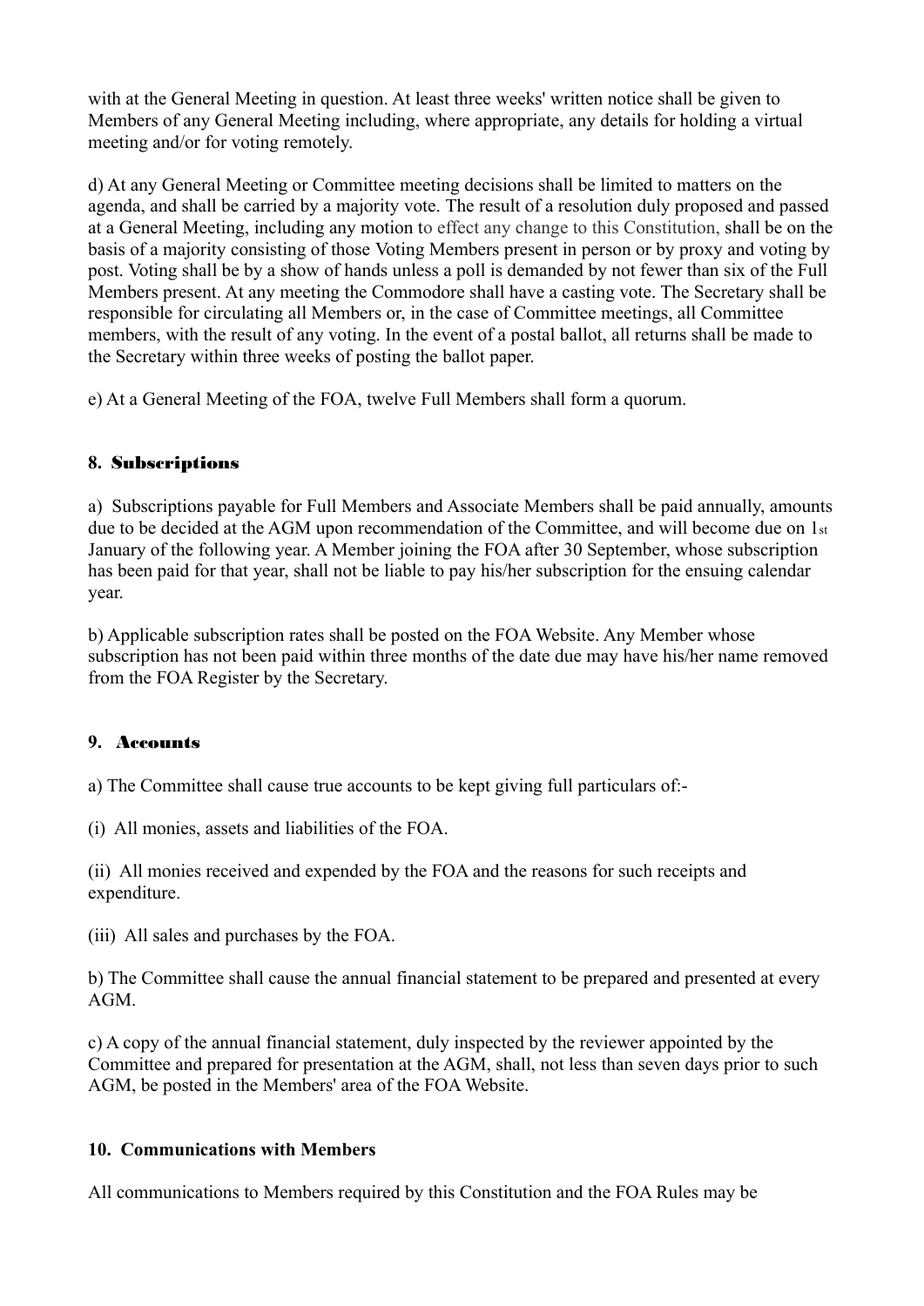with at the General Meeting in question. At least three weeks' written notice shall be given to Members of any General Meeting including, where appropriate, any details for holding a virtual meeting and/or for voting remotely.

d) At any General Meeting or Committee meeting decisions shall be limited to matters on the agenda, and shall be carried by a majority vote. The result of a resolution duly proposed and passed at a General Meeting, including any motion to effect any change to this Constitution, shall be on the basis of a majority consisting of those Voting Members present in person or by proxy and voting by post. Voting shall be by a show of hands unless a poll is demanded by not fewer than six of the Full Members present. At any meeting the Commodore shall have a casting vote. The Secretary shall be responsible for circulating all Members or, in the case of Committee meetings, all Committee members, with the result of any voting. In the event of a postal ballot, all returns shall be made to the Secretary within three weeks of posting the ballot paper.

e) At a General Meeting of the FOA, twelve Full Members shall form a quorum.

## 8. Subscriptions

a) Subscriptions payable for Full Members and Associate Members shall be paid annually, amounts due to be decided at the AGM upon recommendation of the Committee, and will become due on 1st January of the following year. A Member joining the FOA after 30 September, whose subscription has been paid for that year, shall not be liable to pay his/her subscription for the ensuing calendar year.

b) Applicable subscription rates shall be posted on the FOA Website. Any Member whose subscription has not been paid within three months of the date due may have his/her name removed from the FOA Register by the Secretary.

## 9. Accounts

a) The Committee shall cause true accounts to be kept giving full particulars of:-

(i) All monies, assets and liabilities of the FOA.

(ii) All monies received and expended by the FOA and the reasons for such receipts and expenditure.

(iii) All sales and purchases by the FOA.

b) The Committee shall cause the annual financial statement to be prepared and presented at every AGM.

c) A copy of the annual financial statement, duly inspected by the reviewer appointed by the Committee and prepared for presentation at the AGM, shall, not less than seven days prior to such AGM, be posted in the Members' area of the FOA Website.

## 10. Communications with Members

All communications to Members required by this Constitution and the FOA Rules may be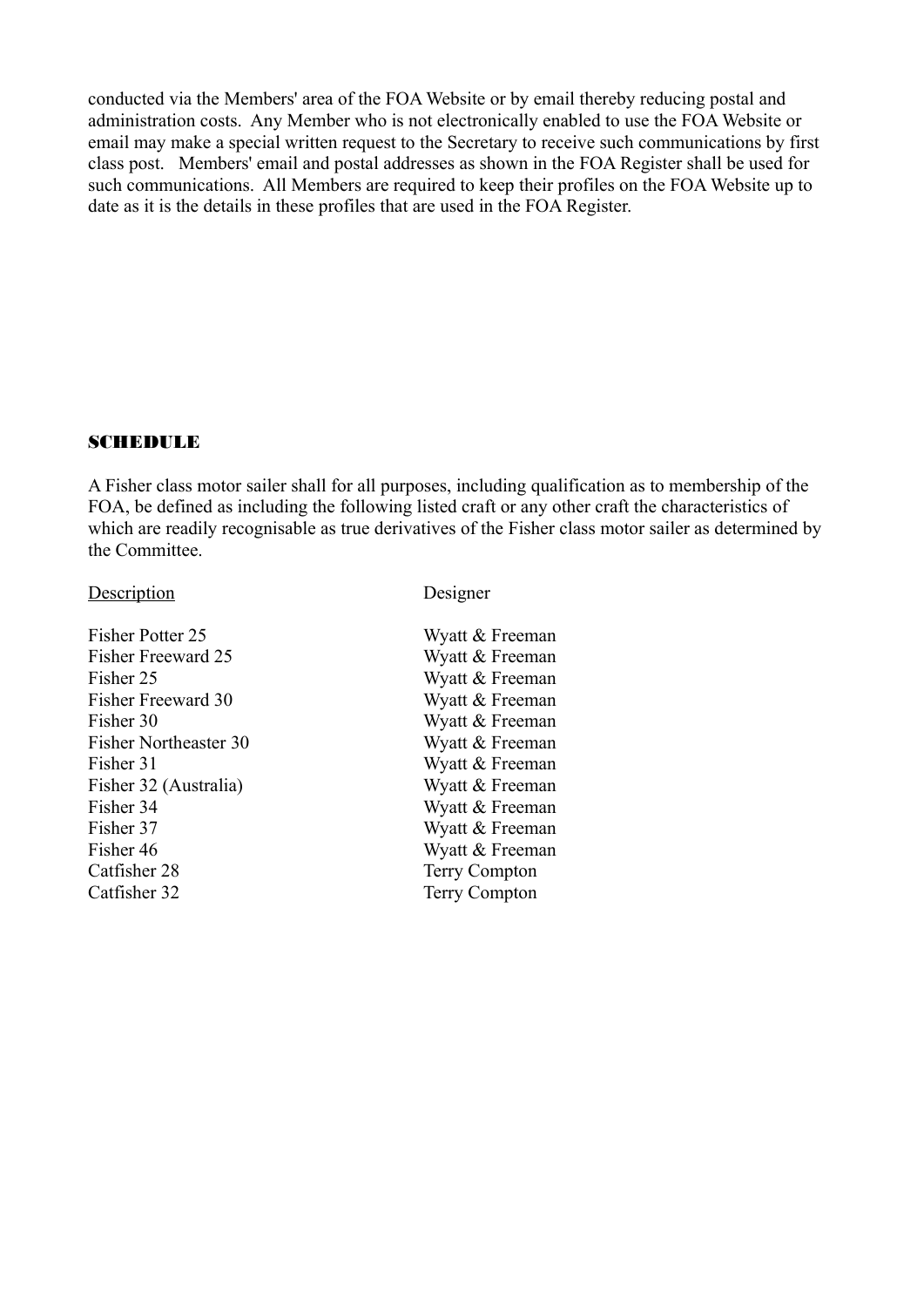conducted via the Members' area of the FOA Website or by email thereby reducing postal and administration costs. Any Member who is not electronically enabled to use the FOA Website or email may make a special written request to the Secretary to receive such communications by first class post. Members' email and postal addresses as shown in the FOA Register shall be used for such communications. All Members are required to keep their profiles on the FOA Website up to date as it is the details in these profiles that are used in the FOA Register.

## SCHEDULE

A Fisher class motor sailer shall for all purposes, including qualification as to membership of the FOA, be defined as including the following listed craft or any other craft the characteristics of which are readily recognisable as true derivatives of the Fisher class motor sailer as determined by the Committee.

| Description | Designer |
| --- | --- |
| Fisher Potter 25 | Wyatt & Freeman |
| Fisher Freeward 25 | Wyatt & Freeman |
| Fisher 25 | Wyatt & Freeman |
| Fisher Freeward 30 | Wyatt & Freeman |
| Fisher 30 | Wyatt & Freeman |
| Fisher Northeaster 30 | Wyatt & Freeman |
| Fisher 31 | Wyatt & Freeman |
| Fisher 32 (Australia) | Wyatt & Freeman |
| Fisher 34 | Wyatt & Freeman |
| Fisher 37 | Wyatt & Freeman |
| Fisher 46 | Wyatt & Freeman |
| Catfisher 28 | Terry Compton |
| Catfisher 32 | Terry Compton |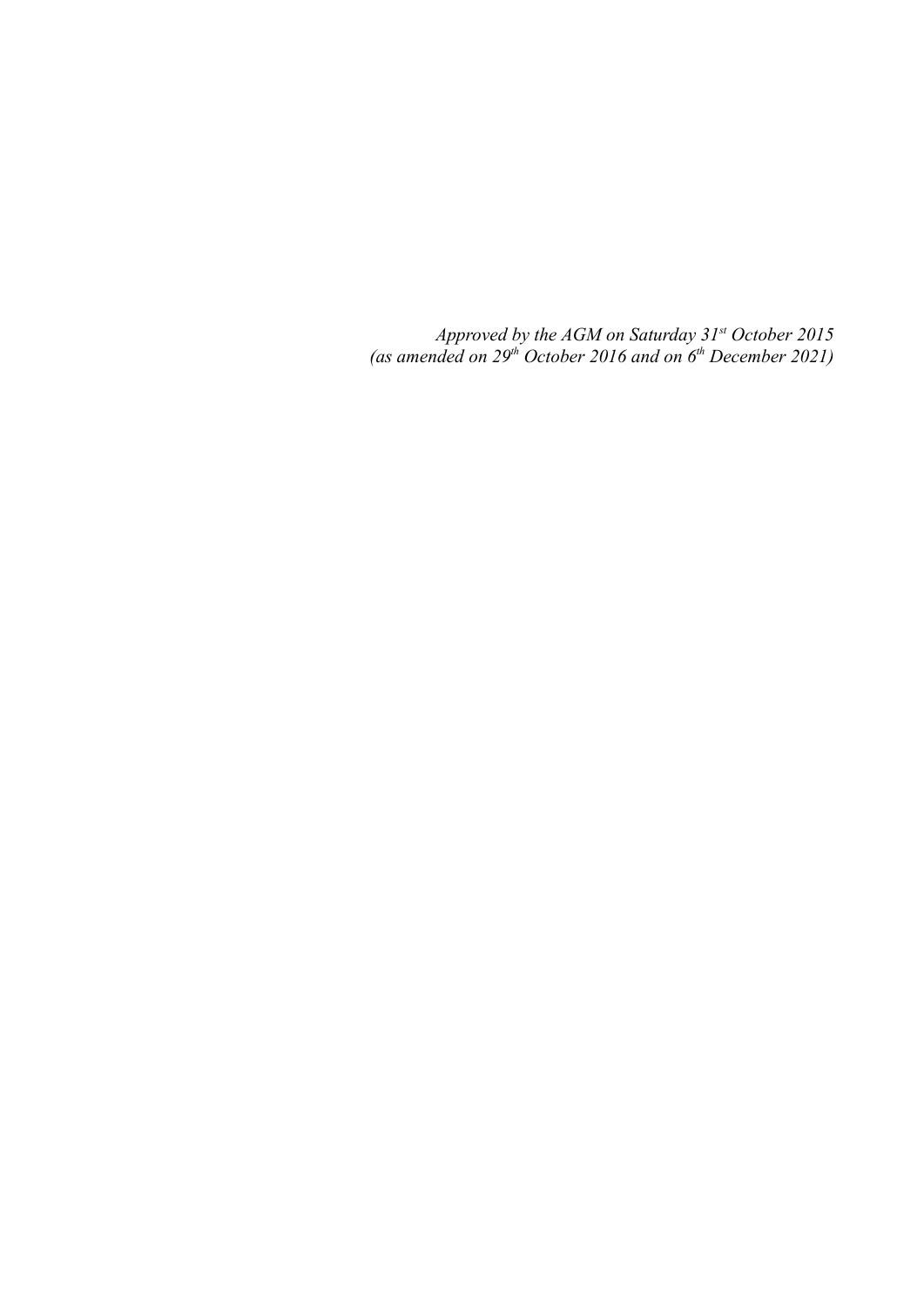*Approved by the AGM on Saturday 31st October 2015*
*(as amended on 29th October 2016 and on 6th December 2021)*